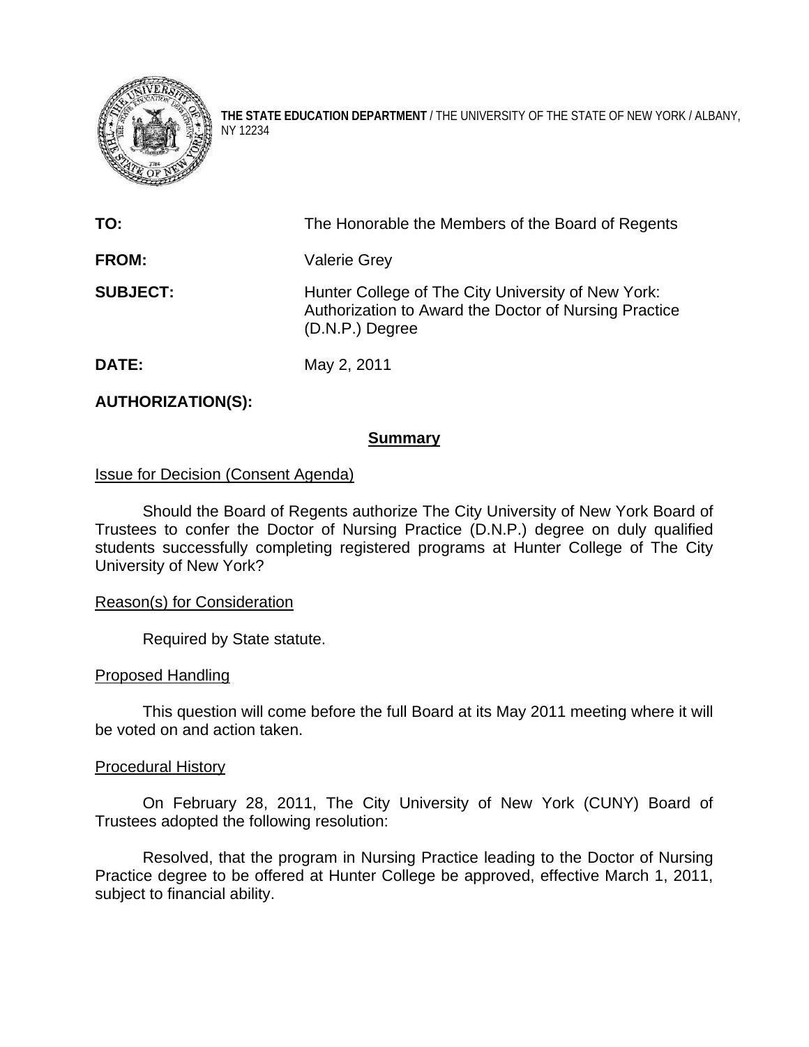**THE STATE EDUCATION DEPARTMENT** / THE UNIVERSITY OF THE STATE OF NEW YORK / ALBANY, NY 12234

| | |
|---|---|
| **TO:** | The Honorable the Members of the Board of Regents |
| **FROM:** | Valerie Grey |
| **SUBJECT:** | Hunter College of The City University of New York: Authorization to Award the Doctor of Nursing Practice (D.N.P.) Degree |
| **DATE:** | May 2, 2011 |

**AUTHORIZATION(S):**

## Summary

Issue for Decision (Consent Agenda)

Should the Board of Regents authorize The City University of New York Board of Trustees to confer the Doctor of Nursing Practice (D.N.P.) degree on duly qualified students successfully completing registered programs at Hunter College of The City University of New York?

Reason(s) for Consideration

Required by State statute.

Proposed Handling

This question will come before the full Board at its May 2011 meeting where it will be voted on and action taken.

Procedural History

On February 28, 2011, The City University of New York (CUNY) Board of Trustees adopted the following resolution:

Resolved, that the program in Nursing Practice leading to the Doctor of Nursing Practice degree to be offered at Hunter College be approved, effective March 1, 2011, subject to financial ability.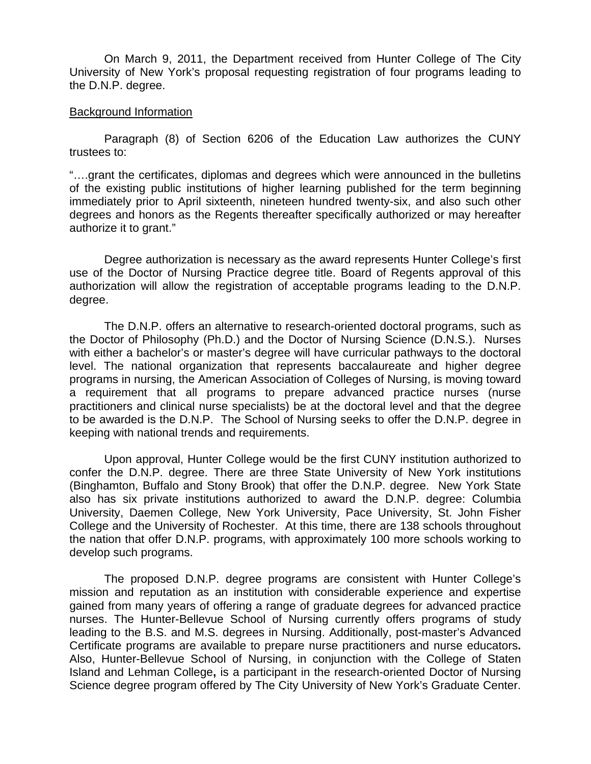On March 9, 2011, the Department received from Hunter College of The City University of New York's proposal requesting registration of four programs leading to the D.N.P. degree.

## Background Information

Paragraph (8) of Section 6206 of the Education Law authorizes the CUNY trustees to:

"….grant the certificates, diplomas and degrees which were announced in the bulletins of the existing public institutions of higher learning published for the term beginning immediately prior to April sixteenth, nineteen hundred twenty-six, and also such other degrees and honors as the Regents thereafter specifically authorized or may hereafter authorize it to grant."

Degree authorization is necessary as the award represents Hunter College's first use of the Doctor of Nursing Practice degree title. Board of Regents approval of this authorization will allow the registration of acceptable programs leading to the D.N.P. degree.

The D.N.P. offers an alternative to research-oriented doctoral programs, such as the Doctor of Philosophy (Ph.D.) and the Doctor of Nursing Science (D.N.S.). Nurses with either a bachelor's or master's degree will have curricular pathways to the doctoral level. The national organization that represents baccalaureate and higher degree programs in nursing, the American Association of Colleges of Nursing, is moving toward a requirement that all programs to prepare advanced practice nurses (nurse practitioners and clinical nurse specialists) be at the doctoral level and that the degree to be awarded is the D.N.P. The School of Nursing seeks to offer the D.N.P. degree in keeping with national trends and requirements.

Upon approval, Hunter College would be the first CUNY institution authorized to confer the D.N.P. degree. There are three State University of New York institutions (Binghamton, Buffalo and Stony Brook) that offer the D.N.P. degree. New York State also has six private institutions authorized to award the D.N.P. degree: Columbia University, Daemen College, New York University, Pace University, St. John Fisher College and the University of Rochester. At this time, there are 138 schools throughout the nation that offer D.N.P. programs, with approximately 100 more schools working to develop such programs.

The proposed D.N.P. degree programs are consistent with Hunter College's mission and reputation as an institution with considerable experience and expertise gained from many years of offering a range of graduate degrees for advanced practice nurses. The Hunter-Bellevue School of Nursing currently offers programs of study leading to the B.S. and M.S. degrees in Nursing. Additionally, post-master's Advanced Certificate programs are available to prepare nurse practitioners and nurse educators**.** Also, Hunter-Bellevue School of Nursing, in conjunction with the College of Staten Island and Lehman College**,** is a participant in the research-oriented Doctor of Nursing Science degree program offered by The City University of New York's Graduate Center.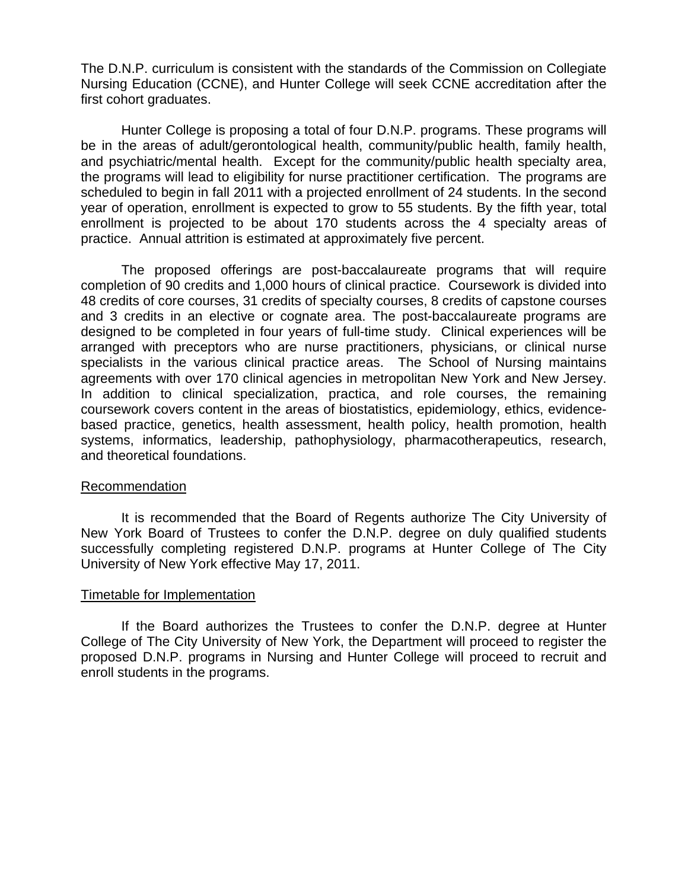The D.N.P. curriculum is consistent with the standards of the Commission on Collegiate Nursing Education (CCNE), and Hunter College will seek CCNE accreditation after the first cohort graduates.

Hunter College is proposing a total of four D.N.P. programs. These programs will be in the areas of adult/gerontological health, community/public health, family health, and psychiatric/mental health. Except for the community/public health specialty area, the programs will lead to eligibility for nurse practitioner certification. The programs are scheduled to begin in fall 2011 with a projected enrollment of 24 students. In the second year of operation, enrollment is expected to grow to 55 students. By the fifth year, total enrollment is projected to be about 170 students across the 4 specialty areas of practice. Annual attrition is estimated at approximately five percent.

The proposed offerings are post-baccalaureate programs that will require completion of 90 credits and 1,000 hours of clinical practice. Coursework is divided into 48 credits of core courses, 31 credits of specialty courses, 8 credits of capstone courses and 3 credits in an elective or cognate area. The post-baccalaureate programs are designed to be completed in four years of full-time study. Clinical experiences will be arranged with preceptors who are nurse practitioners, physicians, or clinical nurse specialists in the various clinical practice areas. The School of Nursing maintains agreements with over 170 clinical agencies in metropolitan New York and New Jersey. In addition to clinical specialization, practica, and role courses, the remaining coursework covers content in the areas of biostatistics, epidemiology, ethics, evidence-based practice, genetics, health assessment, health policy, health promotion, health systems, informatics, leadership, pathophysiology, pharmacotherapeutics, research, and theoretical foundations.

## Recommendation

It is recommended that the Board of Regents authorize The City University of New York Board of Trustees to confer the D.N.P. degree on duly qualified students successfully completing registered D.N.P. programs at Hunter College of The City University of New York effective May 17, 2011.

## Timetable for Implementation

If the Board authorizes the Trustees to confer the D.N.P. degree at Hunter College of The City University of New York, the Department will proceed to register the proposed D.N.P. programs in Nursing and Hunter College will proceed to recruit and enroll students in the programs.